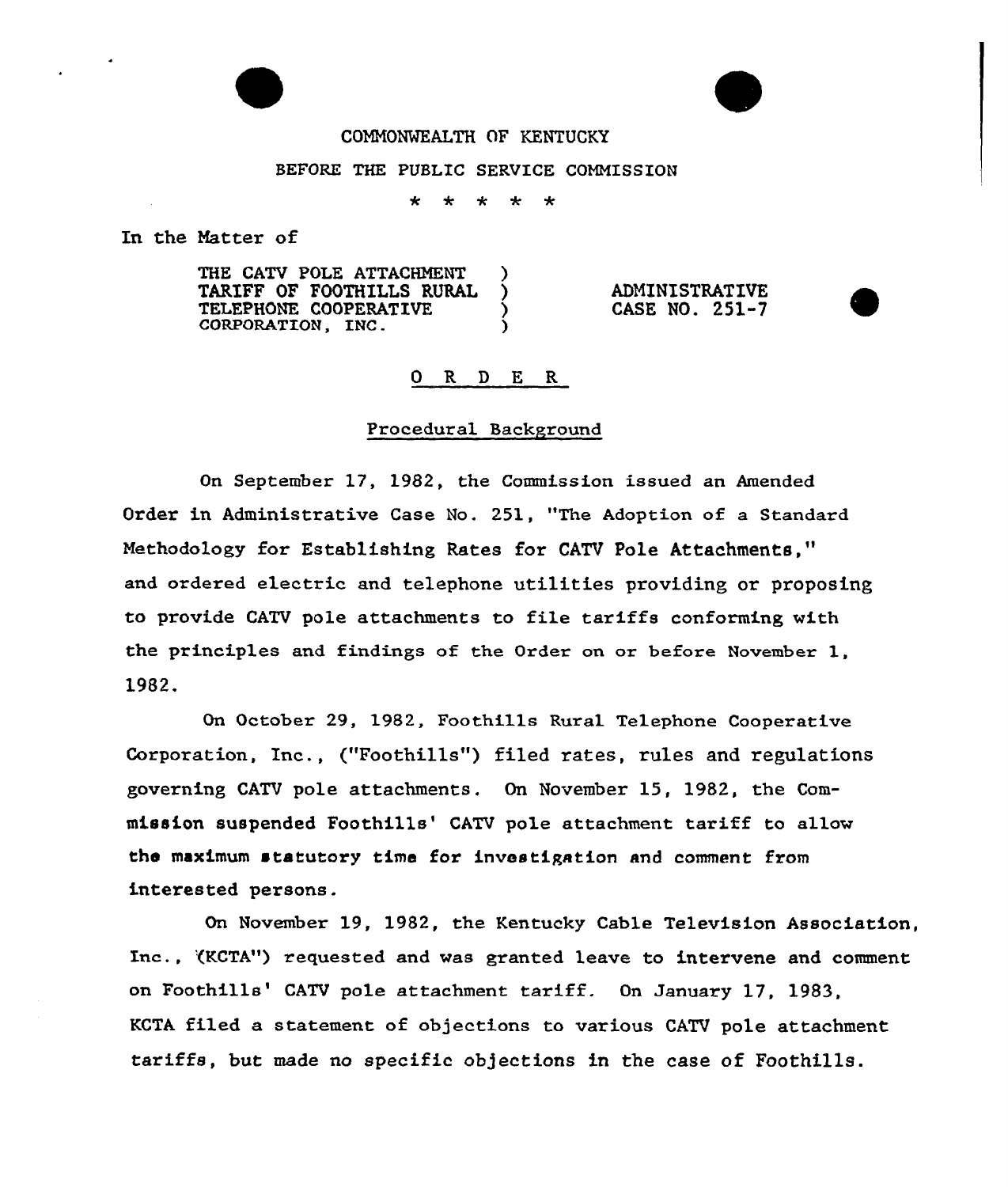COMMONWEALTH OF KENTUCKY

BEFORE THE PUBLIC SERVICE COMMISSION

\* \* \* \* \*

In the Matter of

| | | |
|---|---|---|
| THE CATV POLE ATTACHMENT TARIFF OF FOOTHILLS RURAL TELEPHONE COOPERATIVE CORPORATION, INC. | ) ) ) ) | ADMINISTRATIVE CASE NO. 251-7 |

## O R D E R

### Procedural Background

On September 17, 1982, the Commission issued an Amended Order in Administrative Case No. 251, "The Adoption of a Standard Methodology for Establishing Rates for CATV Pole Attachments," and ordered electric and telephone utilities providing or proposing to provide CATV pole attachments to file tariffs conforming with the principles and findings of the Order on or before November 1, 1982.

On October 29, 1982, Foothills Rural Telephone Cooperative Corporation, Inc., ("Foothills") filed rates, rules and regulations governing CATV pole attachments. On November 15, 1982, the Commission suspended Foothills' CATV pole attachment tariff to allow the maximum statutory time for investigation and comment from interested persons.

On November 19, 1982, the Kentucky Cable Television Association, Inc., ("KCTA") requested and was granted leave to intervene and comment on Foothills' CATV pole attachment tariff. On January 17, 1983, KCTA filed a statement of objections to various CATV pole attachment tariffs, but made no specific objections in the case of Foothills.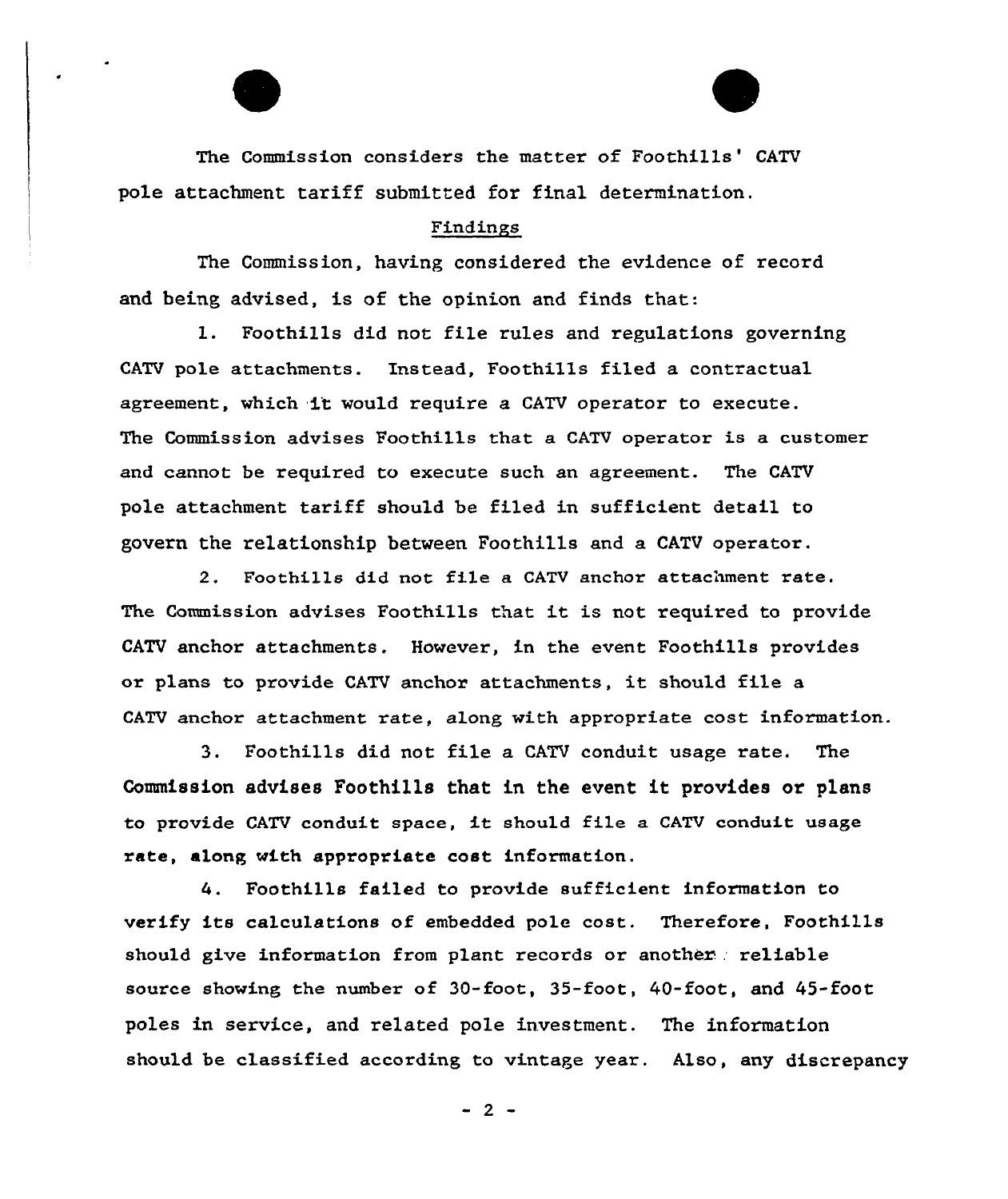The Commission considers the matter of Foothills' CATV pole attachment tariff submitted for final determination.

## Findings

The Commission, having considered the evidence of record and being advised, is of the opinion and finds that:

1. Foothills did not file rules and regulations governing CATV pole attachments. Instead, Foothills filed a contractual agreement, which it would require a CATV operator to execute. The Commission advises Foothills that a CATV operator is a customer and cannot be required to execute such an agreement. The CATV pole attachment tariff should be filed in sufficient detail to govern the relationship between Foothills and a CATV operator.

2. Foothills did not file a CATV anchor attachment rate. The Commission advises Foothills that it is not required to provide CATV anchor attachments. However, in the event Foothills provides or plans to provide CATV anchor attachments, it should file a CATV anchor attachment rate, along with appropriate cost information.

3. Foothills did not file a CATV conduit usage rate. The Commission advises Foothills that in the event it provides or plans to provide CATV conduit space, it should file a CATV conduit usage rate, along with appropriate cost information.

4. Foothills failed to provide sufficient information to verify its calculations of embedded pole cost. Therefore, Foothills should give information from plant records or another reliable source showing the number of 30-foot, 35-foot, 40-foot, and 45-foot poles in service, and related pole investment. The information should be classified according to vintage year. Also, any discrepancy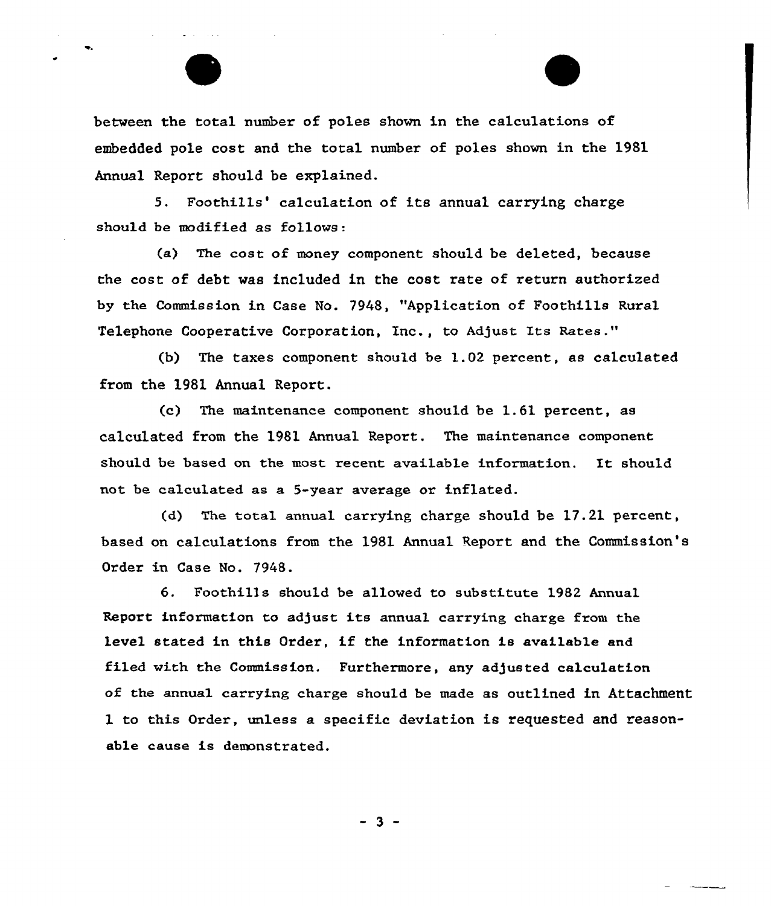between the total number of poles shown in the calculations of embedded pole cost and the total number of poles shown in the 1981 Annual Report should be explained.

5. Foothills' calculation of its annual carrying charge should be modified as follows:

(a) The cost of money component should be deleted, because the cost of debt was included in the cost rate of return authorized by the Commission in Case No. 7948, "Application of Foothills Rural Telephone Cooperative Corporation, Inc., to Adjust Its Rates."

(b) The taxes component should be 1.02 percent, as calculated from the 1981 Annual Report.

(c) The maintenance component should be 1.61 percent, as calculated from the 1981 Annual Report. The maintenance component should be based on the most recent available information. It should not be calculated as a 5-year average or inflated.

(d) The total annual carrying charge should be 17.21 percent, based on calculations from the 1981 Annual Report and the Commission's Order in Case No. 7948.

6. Foothills should be allowed to substitute 1982 Annual Report information to adjust its annual carrying charge from the level stated in this Order, if the information is available and filed with the Commission. Furthermore, any adjusted calculation of the annual carrying charge should be made as outlined in Attachment 1 to this Order, unless a specific deviation is requested and reasonable cause is demonstrated.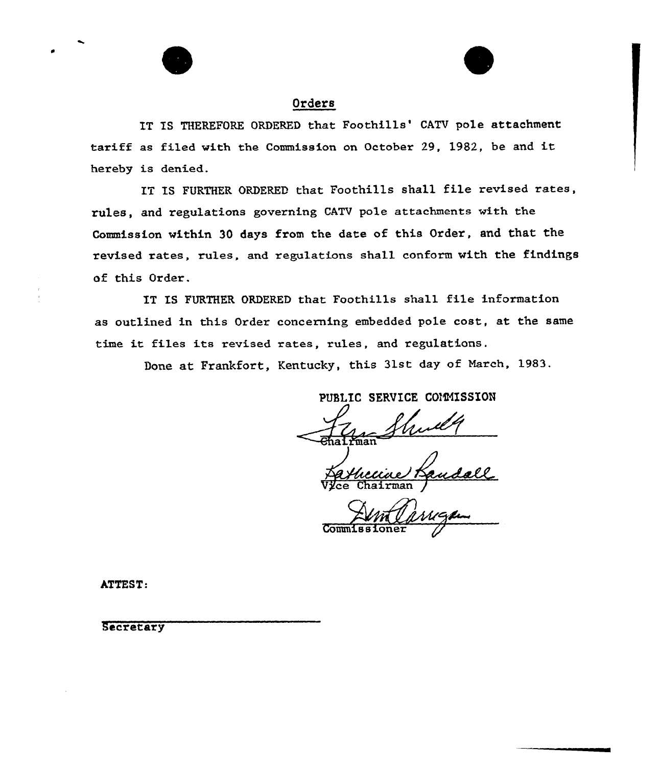## Orders

IT IS THEREFORE ORDERED that Foothills' CATV pole attachment tariff as filed with the Commission on October 29, 1982, be and it hereby is denied.

IT IS FURTHER ORDERED that Foothills shall file revised rates, rules, and regulations governing CATV pole attachments with the Commission within 30 days from the date of this Order, and that the revised rates, rules, and regulations shall conform with the findings of this Order.

IT IS FURTHER ORDERED that Foothills shall file information as outlined in this Order concerning embedded pole cost, at the same time it files its revised rates, rules, and regulations.

Done at Frankfort, Kentucky, this 31st day of March, 1983.

PUBLIC SERVICE COMMISSION

Chairman

Vice Chairman

Commissioner

ATTEST:

Secretary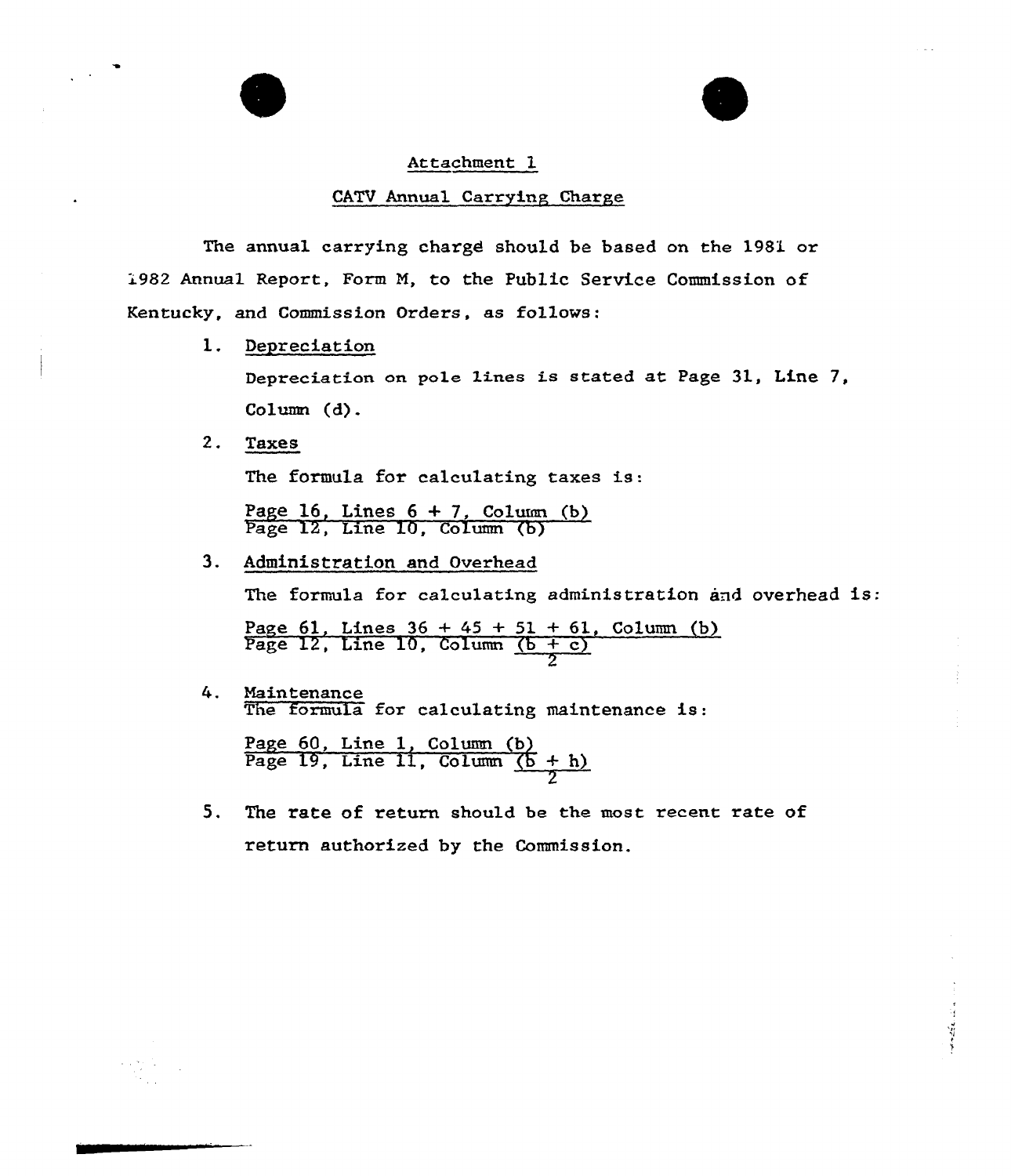## Attachment 1

## CATV Annual Carrying Charge

The annual carrying charge should be based on the 1981 or 1982 Annual Report, Form M, to the Public Service Commission of Kentucky, and Commission Orders, as follows:

1. Depreciation

   Depreciation on pole lines is stated at Page 31, Line 7, Column (d).

2. Taxes

   The formula for calculating taxes is:

   $$\frac{\text{Page 16, Lines 6 + 7, Column (b)}}{\text{Page 12, Line 10, Column (b)}}$$

3. Administration and Overhead

   The formula for calculating administration and overhead is:

   $$\frac{\text{Page 61, Lines 36 + 45 + 51 + 61, Column (b)}}{\text{Page 12, Line 10, Column } \frac{(b + c)}{2}}$$

4. Maintenance

   The formula for calculating maintenance is:

   $$\frac{\text{Page 60, Line 1, Column (b)}}{\text{Page 19, Line 11, Column } \frac{(b + h)}{2}}$$

5. The rate of return should be the most recent rate of return authorized by the Commission.